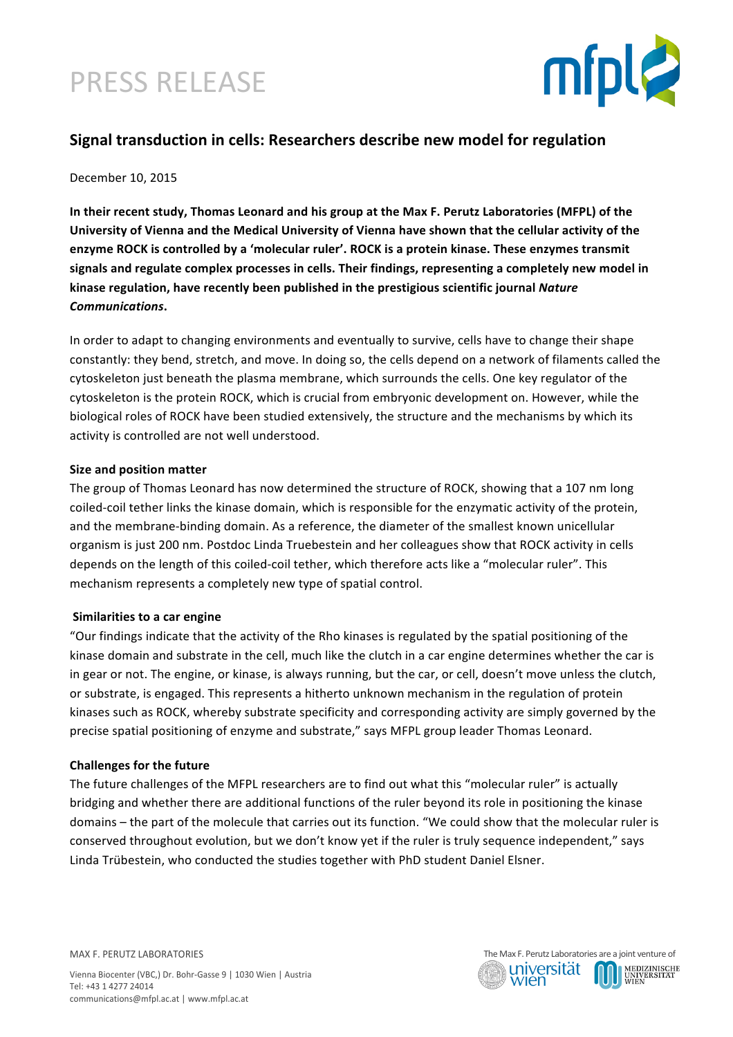# PRESS RELEASE

## Signal transduction in cells: Researchers describe new model for regulation

December 10, 2015

**In their recent study, Thomas Leonard and his group at the Max F. Perutz Laboratories (MFPL) of the University of Vienna and the Medical University of Vienna have shown that the cellular activity of the enzyme ROCK is controlled by a 'molecular ruler'. ROCK is a protein kinase. These enzymes transmit signals and regulate complex processes in cells. Their findings, representing a completely new model in kinase regulation, have recently been published in the prestigious scientific journal *Nature Communications*.**

In order to adapt to changing environments and eventually to survive, cells have to change their shape constantly: they bend, stretch, and move. In doing so, the cells depend on a network of filaments called the cytoskeleton just beneath the plasma membrane, which surrounds the cells. One key regulator of the cytoskeleton is the protein ROCK, which is crucial from embryonic development on. However, while the biological roles of ROCK have been studied extensively, the structure and the mechanisms by which its activity is controlled are not well understood.

**Size and position matter**

The group of Thomas Leonard has now determined the structure of ROCK, showing that a 107 nm long coiled-coil tether links the kinase domain, which is responsible for the enzymatic activity of the protein, and the membrane-binding domain. As a reference, the diameter of the smallest known unicellular organism is just 200 nm. Postdoc Linda Truebestein and her colleagues show that ROCK activity in cells depends on the length of this coiled-coil tether, which therefore acts like a "molecular ruler". This mechanism represents a completely new type of spatial control.

**Similarities to a car engine**

"Our findings indicate that the activity of the Rho kinases is regulated by the spatial positioning of the kinase domain and substrate in the cell, much like the clutch in a car engine determines whether the car is in gear or not. The engine, or kinase, is always running, but the car, or cell, doesn't move unless the clutch, or substrate, is engaged. This represents a hitherto unknown mechanism in the regulation of protein kinases such as ROCK, whereby substrate specificity and corresponding activity are simply governed by the precise spatial positioning of enzyme and substrate," says MFPL group leader Thomas Leonard.

**Challenges for the future**

The future challenges of the MFPL researchers are to find out what this "molecular ruler" is actually bridging and whether there are additional functions of the ruler beyond its role in positioning the kinase domains – the part of the molecule that carries out its function. "We could show that the molecular ruler is conserved throughout evolution, but we don't know yet if the ruler is truly sequence independent," says Linda Trübestein, who conducted the studies together with PhD student Daniel Elsner.

MAX F. PERUTZ LABORATORIES

Vienna Biocenter (VBC,) Dr. Bohr-Gasse 9 | 1030 Wien | Austria
Tel: +43 1 4277 24014
communications@mfpl.ac.at | www.mfpl.ac.at

The Max F. Perutz Laboratories are a joint venture of universität wien and Medizinische Universität Wien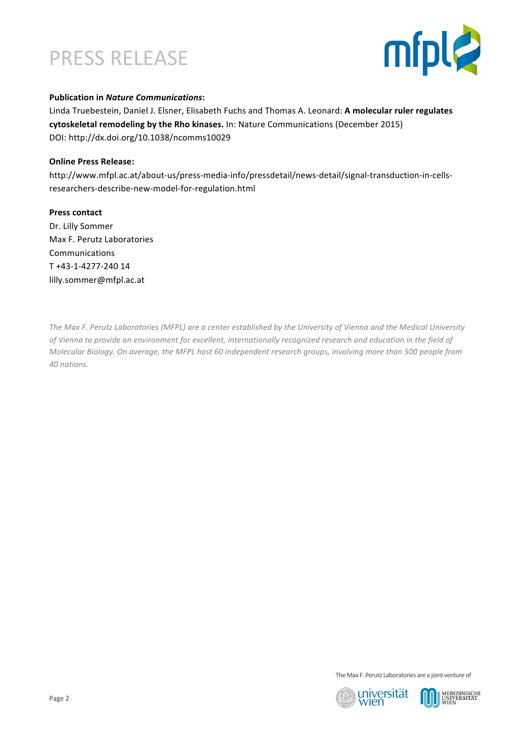**Publication in *Nature Communications*:**
Linda Truebestein, Daniel J. Elsner, Elisabeth Fuchs and Thomas A. Leonard: **A molecular ruler regulates cytoskeletal remodeling by the Rho kinases.** In: Nature Communications (December 2015)
DOI: http://dx.doi.org/10.1038/ncomms10029

**Online Press Release:**
http://www.mfpl.ac.at/about-us/press-media-info/pressdetail/news-detail/signal-transduction-in-cells-researchers-describe-new-model-for-regulation.html

**Press contact**
Dr. Lilly Sommer
Max F. Perutz Laboratories
Communications
T +43-1-4277-240 14
lilly.sommer@mfpl.ac.at

*The Max F. Perutz Laboratories (MFPL) are a center established by the University of Vienna and the Medical University of Vienna to provide an environment for excellent, internationally recognized research and education in the field of Molecular Biology. On average, the MFPL host 60 independent research groups, involving more than 500 people from 40 nations.*

The Max F. Perutz Laboratories are a joint venture of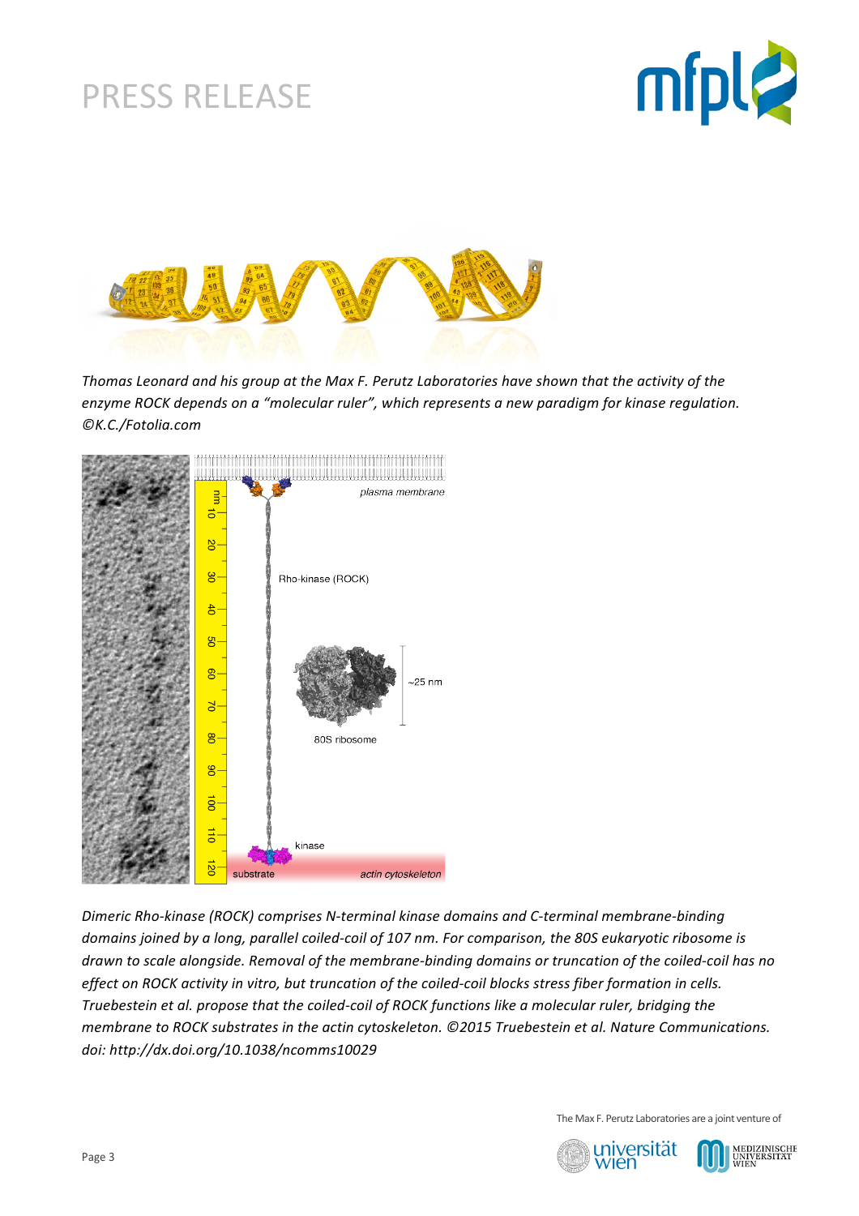Thomas Leonard and his group at the Max F. Perutz Laboratories have shown that the activity of the enzyme ROCK depends on a "molecular ruler", which represents a new paradigm for kinase regulation. ©K.C./Fotolia.com

nm
10
20
30
40
50
60
70
80
90
100
110
120

plasma membrane
Rho-kinase (ROCK)
~25 nm
80S ribosome
kinase
substrate
actin cytoskeleton

*Dimeric Rho-kinase (ROCK) comprises N-terminal kinase domains and C-terminal membrane-binding domains joined by a long, parallel coiled-coil of 107 nm. For comparison, the 80S eukaryotic ribosome is drawn to scale alongside. Removal of the membrane-binding domains or truncation of the coiled-coil has no effect on ROCK activity in vitro, but truncation of the coiled-coil blocks stress fiber formation in cells. Truebestein et al. propose that the coiled-coil of ROCK functions like a molecular ruler, bridging the membrane to ROCK substrates in the actin cytoskeleton. ©2015 Truebestein et al. Nature Communications. doi: http://dx.doi.org/10.1038/ncomms10029*

The Max F. Perutz Laboratories are a joint venture of